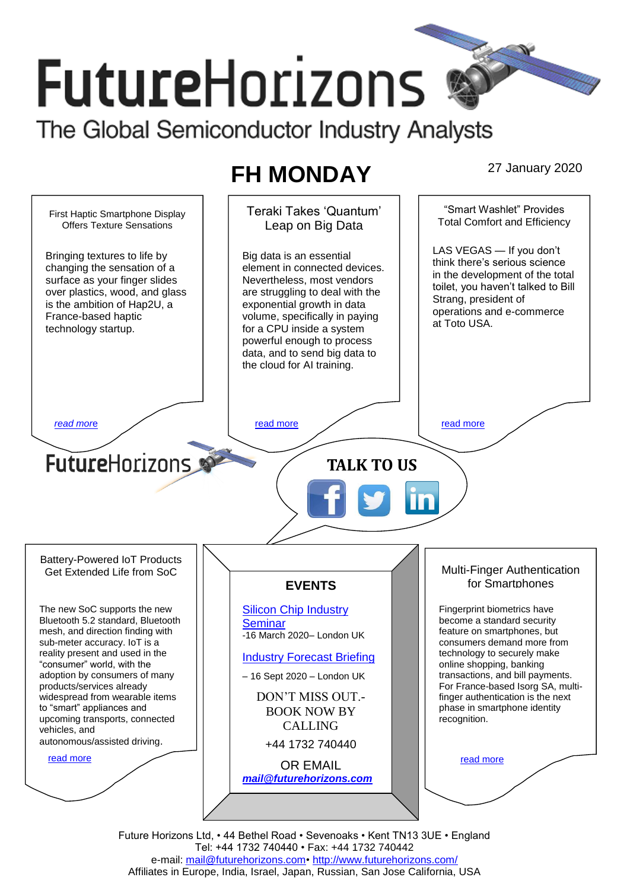# FutureHorizons

The Global Semiconductor Industry Analysts

## FH MONDAY

27 January 2020

### First Haptic Smartphone Display Offers Texture Sensations

Bringing textures to life by changing the sensation of a surface as your finger slides over plastics, wood, and glass is the ambition of Hap2U, a France-based haptic technology startup.

*read more*

### Teraki Takes 'Quantum' Leap on Big Data

Big data is an essential element in connected devices. Nevertheless, most vendors are struggling to deal with the exponential growth in data volume, specifically in paying for a CPU inside a system powerful enough to process data, and to send big data to the cloud for AI training.

read more

### "Smart Washlet" Provides Total Comfort and Efficiency

LAS VEGAS — If you don't think there's serious science in the development of the total toilet, you haven't talked to Bill Strang, president of operations and e-commerce at Toto USA.

read more

FutureHorizons

**TALK TO US**

### Battery-Powered IoT Products Get Extended Life from SoC

The new SoC supports the new Bluetooth 5.2 standard, Bluetooth mesh, and direction finding with sub-meter accuracy. IoT is a reality present and used in the "consumer" world, with the adoption by consumers of many products/services already widespread from wearable items to "smart" appliances and upcoming transports, connected vehicles, and autonomous/assisted driving.

read more

### EVENTS

Silicon Chip Industry Seminar
-16 March 2020– London UK

Industry Forecast Briefing
– 16 Sept 2020 – London UK

DON'T MISS OUT.- BOOK NOW BY CALLING

+44 1732 740440

OR EMAIL

***mail@futurehorizons.com***

### Multi-Finger Authentication for Smartphones

Fingerprint biometrics have become a standard security feature on smartphones, but consumers demand more from technology to securely make online shopping, banking transactions, and bill payments. For France-based Isorg SA, multi-finger authentication is the next phase in smartphone identity recognition.

read more

Future Horizons Ltd, • 44 Bethel Road • Sevenoaks • Kent TN13 3UE • England
Tel: +44 1732 740440 • Fax: +44 1732 740442
e-mail: mail@futurehorizons.com• http://www.futurehorizons.com/
Affiliates in Europe, India, Israel, Japan, Russian, San Jose California, USA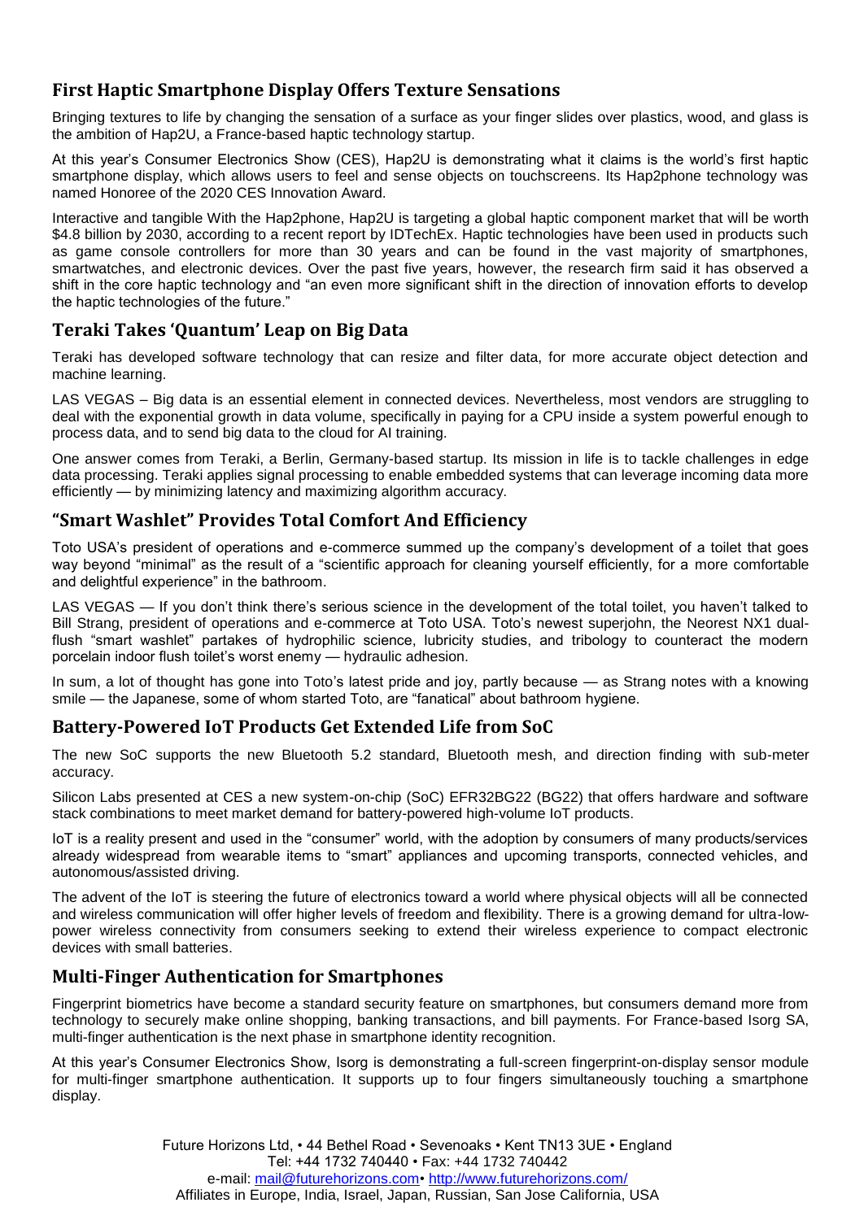## First Haptic Smartphone Display Offers Texture Sensations

Bringing textures to life by changing the sensation of a surface as your finger slides over plastics, wood, and glass is the ambition of Hap2U, a France-based haptic technology startup.

At this year's Consumer Electronics Show (CES), Hap2U is demonstrating what it claims is the world's first haptic smartphone display, which allows users to feel and sense objects on touchscreens. Its Hap2phone technology was named Honoree of the 2020 CES Innovation Award.

Interactive and tangible With the Hap2phone, Hap2U is targeting a global haptic component market that will be worth \$4.8 billion by 2030, according to a recent report by IDTechEx. Haptic technologies have been used in products such as game console controllers for more than 30 years and can be found in the vast majority of smartphones, smartwatches, and electronic devices. Over the past five years, however, the research firm said it has observed a shift in the core haptic technology and "an even more significant shift in the direction of innovation efforts to develop the haptic technologies of the future."

## Teraki Takes 'Quantum' Leap on Big Data

Teraki has developed software technology that can resize and filter data, for more accurate object detection and machine learning.

LAS VEGAS – Big data is an essential element in connected devices. Nevertheless, most vendors are struggling to deal with the exponential growth in data volume, specifically in paying for a CPU inside a system powerful enough to process data, and to send big data to the cloud for AI training.

One answer comes from Teraki, a Berlin, Germany-based startup. Its mission in life is to tackle challenges in edge data processing. Teraki applies signal processing to enable embedded systems that can leverage incoming data more efficiently — by minimizing latency and maximizing algorithm accuracy.

## "Smart Washlet" Provides Total Comfort And Efficiency

Toto USA's president of operations and e-commerce summed up the company's development of a toilet that goes way beyond "minimal" as the result of a "scientific approach for cleaning yourself efficiently, for a more comfortable and delightful experience" in the bathroom.

LAS VEGAS — If you don't think there's serious science in the development of the total toilet, you haven't talked to Bill Strang, president of operations and e-commerce at Toto USA. Toto's newest superjohn, the Neorest NX1 dual-flush "smart washlet" partakes of hydrophilic science, lubricity studies, and tribology to counteract the modern porcelain indoor flush toilet's worst enemy — hydraulic adhesion.

In sum, a lot of thought has gone into Toto's latest pride and joy, partly because — as Strang notes with a knowing smile — the Japanese, some of whom started Toto, are "fanatical" about bathroom hygiene.

## Battery-Powered IoT Products Get Extended Life from SoC

The new SoC supports the new Bluetooth 5.2 standard, Bluetooth mesh, and direction finding with sub-meter accuracy.

Silicon Labs presented at CES a new system-on-chip (SoC) EFR32BG22 (BG22) that offers hardware and software stack combinations to meet market demand for battery-powered high-volume IoT products.

IoT is a reality present and used in the "consumer" world, with the adoption by consumers of many products/services already widespread from wearable items to "smart" appliances and upcoming transports, connected vehicles, and autonomous/assisted driving.

The advent of the IoT is steering the future of electronics toward a world where physical objects will all be connected and wireless communication will offer higher levels of freedom and flexibility. There is a growing demand for ultra-low-power wireless connectivity from consumers seeking to extend their wireless experience to compact electronic devices with small batteries.

## Multi-Finger Authentication for Smartphones

Fingerprint biometrics have become a standard security feature on smartphones, but consumers demand more from technology to securely make online shopping, banking transactions, and bill payments. For France-based Isorg SA, multi-finger authentication is the next phase in smartphone identity recognition.

At this year's Consumer Electronics Show, Isorg is demonstrating a full-screen fingerprint-on-display sensor module for multi-finger smartphone authentication. It supports up to four fingers simultaneously touching a smartphone display.